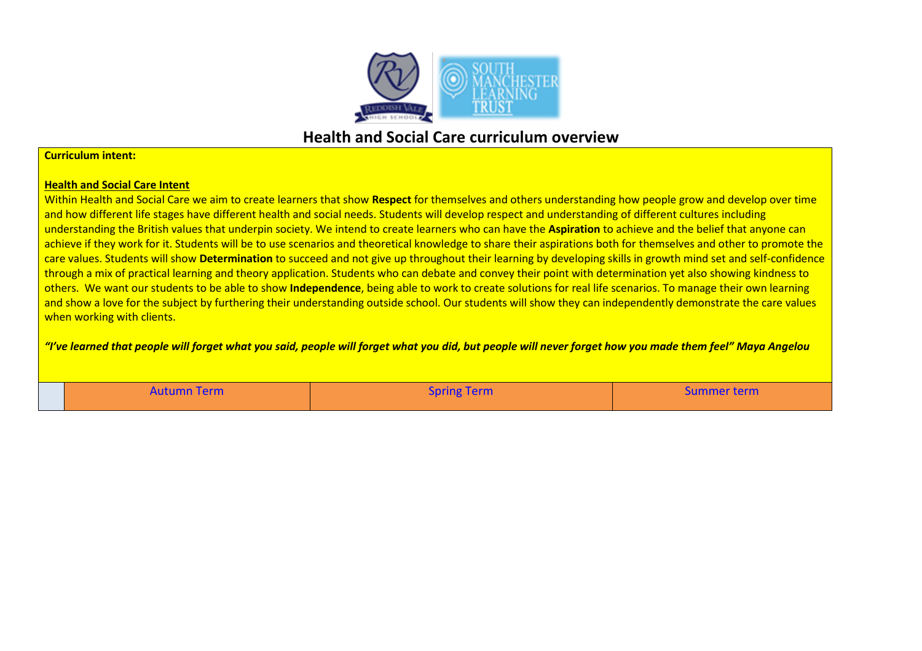# Health and Social Care curriculum overview

**Curriculum intent:**

**Health and Social Care Intent**

Within Health and Social Care we aim to create learners that show **Respect** for themselves and others understanding how people grow and develop over time and how different life stages have different health and social needs. Students will develop respect and understanding of different cultures including understanding the British values that underpin society. We intend to create learners who can have the **Aspiration** to achieve and the belief that anyone can achieve if they work for it. Students will be to use scenarios and theoretical knowledge to share their aspirations both for themselves and other to promote the care values. Students will show **Determination** to succeed and not give up throughout their learning by developing skills in growth mind set and self-confidence through a mix of practical learning and theory application. Students who can debate and convey their point with determination yet also showing kindness to others. We want our students to be able to show **Independence**, being able to work to create solutions for real life scenarios. To manage their own learning and show a love for the subject by furthering their understanding outside school. Our students will show they can independently demonstrate the care values when working with clients.

***"I've learned that people will forget what you said, people will forget what you did, but people will never forget how you made them feel" Maya Angelou***

| | Autumn Term | Spring Term | Summer term |
|---|---|---|---|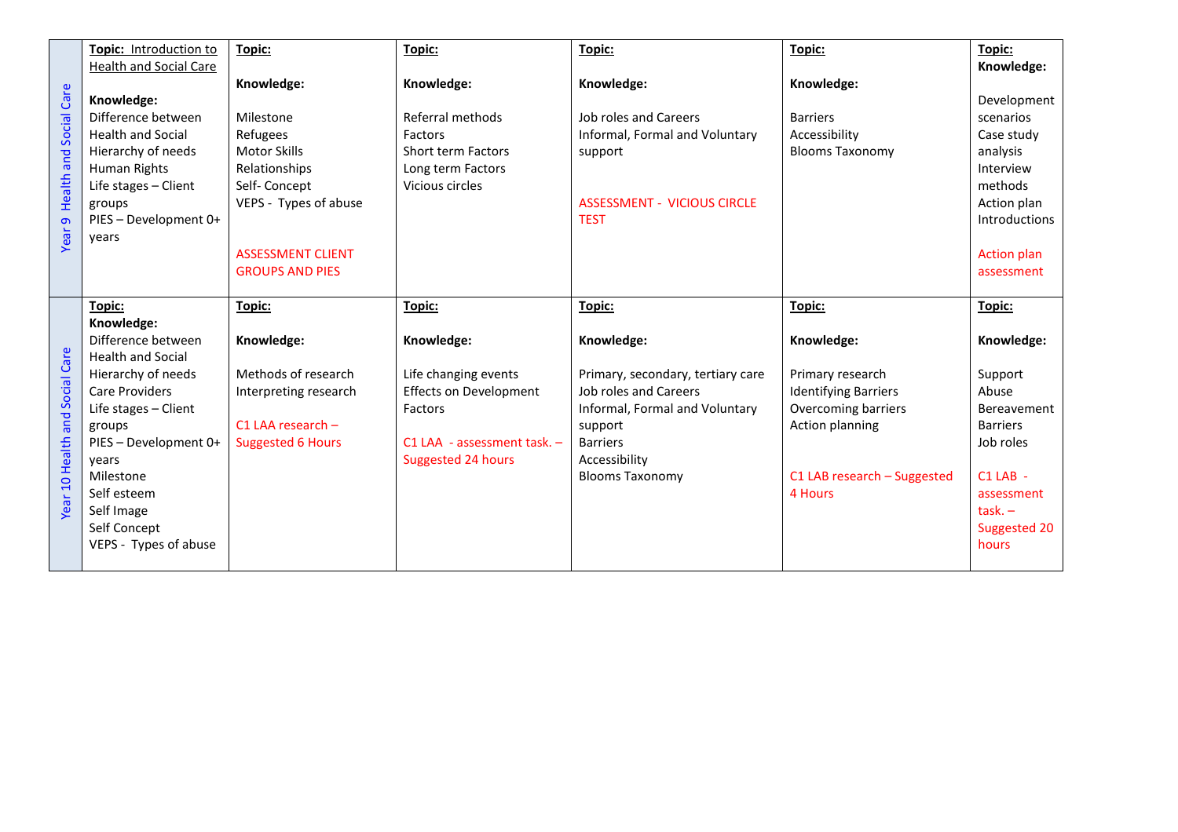| | | | | | | |
|---|---|---|---|---|---|---|
| Year 9 Health and Social Care | **Topic:** Introduction to Health and Social Care<br><br>**Knowledge:**<br>Difference between Health and Social<br>Hierarchy of needs<br>Human Rights<br>Life stages – Client groups<br>PIES – Development 0+ years | **Topic:**<br><br>**Knowledge:**<br><br>Milestone<br>Refugees<br>Motor Skills<br>Relationships<br>Self- Concept<br>VEPS - Types of abuse<br><br>ASSESSMENT CLIENT GROUPS AND PIES | **Topic:**<br><br>**Knowledge:**<br><br>Referral methods<br>Factors<br>Short term Factors<br>Long term Factors<br>Vicious circles | **Topic:**<br><br>**Knowledge:**<br><br>Job roles and Careers<br>Informal, Formal and Voluntary support<br><br>ASSESSMENT - VICIOUS CIRCLE TEST | **Topic:**<br><br>**Knowledge:**<br><br>Barriers<br>Accessibility<br>Blooms Taxonomy | **Topic:**<br>**Knowledge:**<br><br>Development scenarios<br>Case study analysis<br>Interview methods<br>Action plan<br>Introductions<br><br>Action plan assessment |
| Year 10 Health and Social Care | **Topic:**<br>**Knowledge:**<br>Difference between Health and Social<br>Hierarchy of needs<br>Care Providers<br>Life stages – Client groups<br>PIES – Development 0+ years<br>Milestone<br>Self esteem<br>Self Image<br>Self Concept<br>VEPS - Types of abuse | **Topic:**<br><br>**Knowledge:**<br><br>Methods of research<br>Interpreting research<br><br>C1 LAA research – Suggested 6 Hours | **Topic:**<br><br>**Knowledge:**<br><br>Life changing events<br>Effects on Development<br>Factors<br><br>C1 LAA - assessment task. – Suggested 24 hours | **Topic:**<br><br>**Knowledge:**<br><br>Primary, secondary, tertiary care<br>Job roles and Careers<br>Informal, Formal and Voluntary support<br>Barriers<br>Accessibility<br>Blooms Taxonomy | **Topic:**<br><br>**Knowledge:**<br><br>Primary research<br>Identifying Barriers<br>Overcoming barriers<br>Action planning<br><br>C1 LAB research – Suggested 4 Hours | **Topic:**<br><br>**Knowledge:**<br><br>Support<br>Abuse<br>Bereavement<br>Barriers<br>Job roles<br><br>C1 LAB - assessment task. – Suggested 20 hours |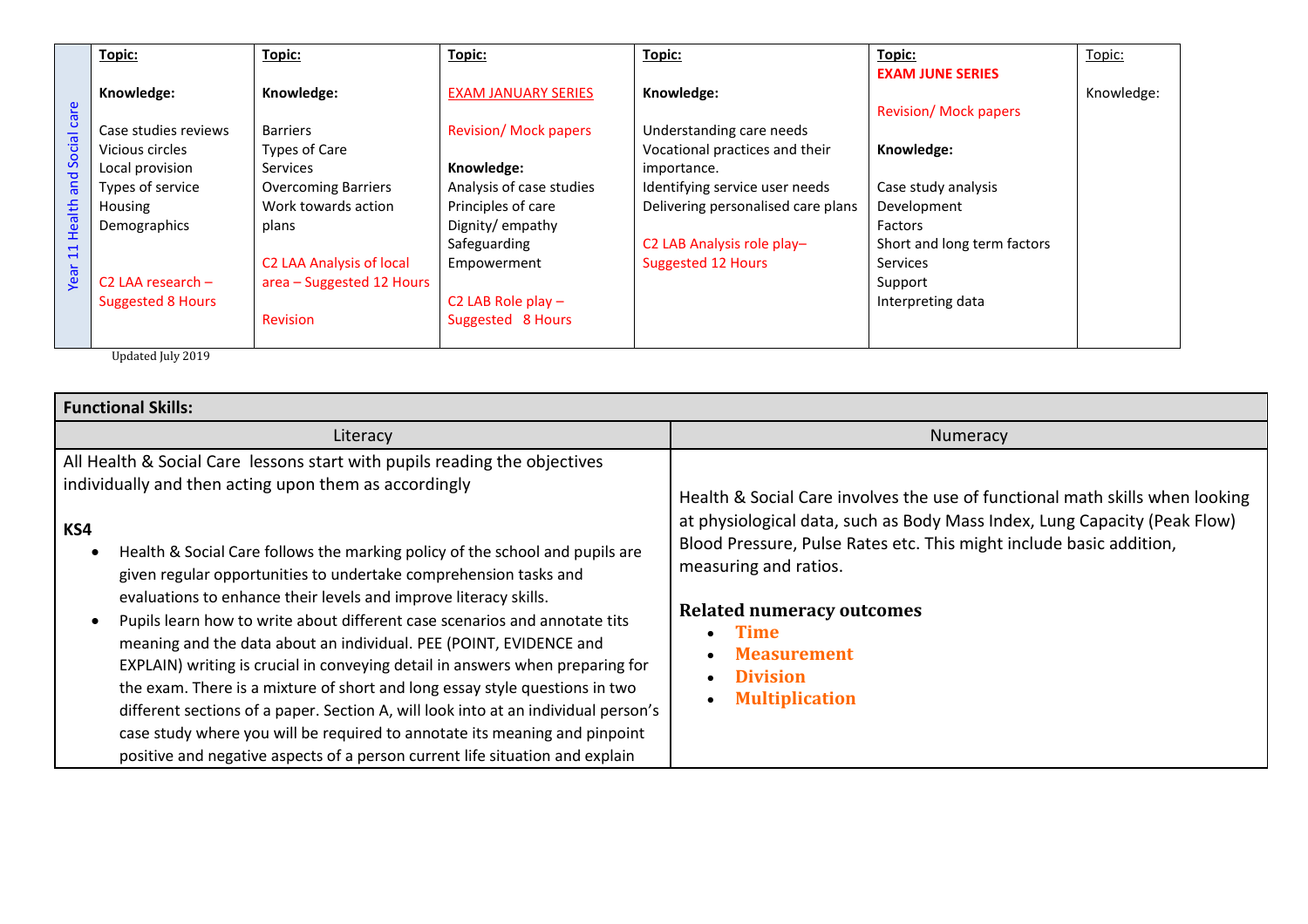| Year 11 Health and Social care | **Topic:**<br><br>**Knowledge:**<br><br>Case studies reviews<br>Vicious circles<br>Local provision<br>Types of service<br>Housing<br>Demographics<br><br>C2 LAA research – Suggested 8 Hours | **Topic:**<br><br>**Knowledge:**<br><br>Barriers<br>Types of Care<br>Services<br>Overcoming Barriers<br>Work towards action plans<br><br>C2 LAA Analysis of local area – Suggested 12 Hours<br><br>Revision | **Topic:**<br><br>EXAM JANUARY SERIES<br><br>Revision/ Mock papers<br><br>**Knowledge:**<br>Analysis of case studies<br>Principles of care<br>Dignity/ empathy<br>Safeguarding<br>Empowerment<br><br>C2 LAB Role play – Suggested 8 Hours | **Topic:**<br><br>**Knowledge:**<br><br>Understanding care needs<br>Vocational practices and their importance.<br>Identifying service user needs<br>Delivering personalised care plans<br><br>C2 LAB Analysis role play– Suggested 12 Hours | **Topic:**<br>**EXAM JUNE SERIES**<br><br>Revision/ Mock papers<br><br>**Knowledge:**<br><br>Case study analysis<br>Development<br>Factors<br>Short and long term factors<br>Services<br>Support<br>Interpreting data | Topic:<br><br>Knowledge: |
|---|---|---|---|---|---|---|

Updated July 2019

| **Functional Skills:** | |
|---|---|
| Literacy | Numeracy |
| All Health & Social Care lessons start with pupils reading the objectives individually and then acting upon them as accordingly<br><br>**KS4**<br>• Health & Social Care follows the marking policy of the school and pupils are given regular opportunities to undertake comprehension tasks and evaluations to enhance their levels and improve literacy skills.<br>• Pupils learn how to write about different case scenarios and annotate tits meaning and the data about an individual. PEE (POINT, EVIDENCE and EXPLAIN) writing is crucial in conveying detail in answers when preparing for the exam. There is a mixture of short and long essay style questions in two different sections of a paper. Section A, will look into at an individual person's case study where you will be required to annotate its meaning and pinpoint positive and negative aspects of a person current life situation and explain | Health & Social Care involves the use of functional math skills when looking at physiological data, such as Body Mass Index, Lung Capacity (Peak Flow) Blood Pressure, Pulse Rates etc. This might include basic addition, measuring and ratios.<br><br>**Related numeracy outcomes**<br>• **Time**<br>• **Measurement**<br>• **Division**<br>• **Multiplication** |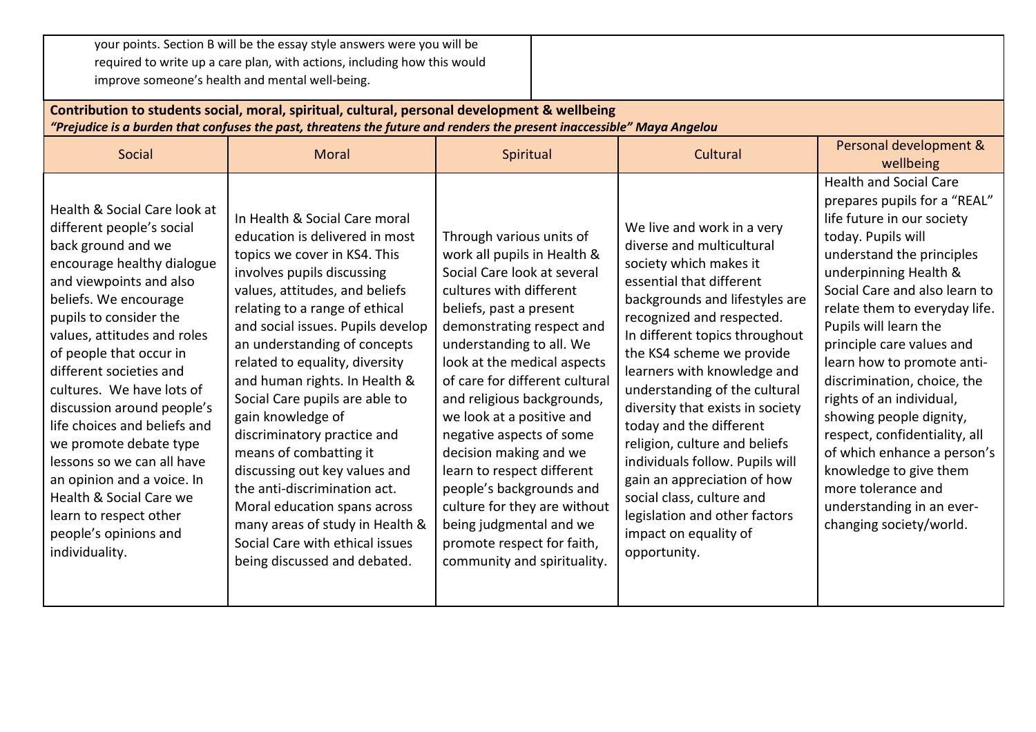| your points. Section B will be the essay style answers were you will be required to write up a care plan, with actions, including how this would improve someone's health and mental well-being. | |
|---|---|

**Contribution to students social, moral, spiritual, cultural, personal development & wellbeing**

***"Prejudice is a burden that confuses the past, threatens the future and renders the present inaccessible" Maya Angelou***

| Social | Moral | Spiritual | Cultural | Personal development & wellbeing |
|---|---|---|---|---|
| Health & Social Care look at different people's social back ground and we encourage healthy dialogue and viewpoints and also beliefs. We encourage pupils to consider the values, attitudes and roles of people that occur in different societies and cultures. We have lots of discussion around people's life choices and beliefs and we promote debate type lessons so we can all have an opinion and a voice. In Health & Social Care we learn to respect other people's opinions and individuality. | In Health & Social Care moral education is delivered in most topics we cover in KS4. This involves pupils discussing values, attitudes, and beliefs relating to a range of ethical and social issues. Pupils develop an understanding of concepts related to equality, diversity and human rights. In Health & Social Care pupils are able to gain knowledge of discriminatory practice and means of combatting it discussing out key values and the anti-discrimination act. Moral education spans across many areas of study in Health & Social Care with ethical issues being discussed and debated. | Through various units of work all pupils in Health & Social Care look at several cultures with different beliefs, past a present demonstrating respect and understanding to all. We look at the medical aspects of care for different cultural and religious backgrounds, we look at a positive and negative aspects of some decision making and we learn to respect different people's backgrounds and culture for they are without being judgmental and we promote respect for faith, community and spirituality. | We live and work in a very diverse and multicultural society which makes it essential that different backgrounds and lifestyles are recognized and respected. In different topics throughout the KS4 scheme we provide learners with knowledge and understanding of the cultural diversity that exists in society today and the different religion, culture and beliefs individuals follow. Pupils will gain an appreciation of how social class, culture and legislation and other factors impact on equality of opportunity. | Health and Social Care prepares pupils for a "REAL" life future in our society today. Pupils will understand the principles underpinning Health & Social Care and also learn to relate them to everyday life. Pupils will learn the principle care values and learn how to promote anti-discrimination, choice, the rights of an individual, showing people dignity, respect, confidentiality, all of which enhance a person's knowledge to give them more tolerance and understanding in an ever-changing society/world. |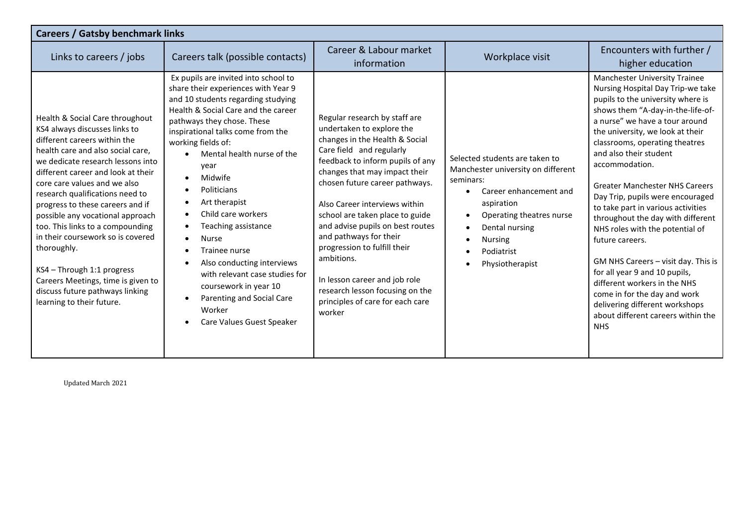| Careers / Gatsby benchmark links | | | | |
|---|---|---|---|---|
| Links to careers / jobs | Careers talk (possible contacts) | Career & Labour market information | Workplace visit | Encounters with further / higher education |
| Health & Social Care throughout KS4 always discusses links to different careers within the health care and also social care, we dedicate research lessons into different career and look at their core care values and we also research qualifications need to progress to these careers and if possible any vocational approach too. This links to a compounding in their coursework so is covered thoroughly.<br><br>KS4 – Through 1:1 progress Careers Meetings, time is given to discuss future pathways linking learning to their future. | Ex pupils are invited into school to share their experiences with Year 9 and 10 students regarding studying Health & Social Care and the career pathways they chose. These inspirational talks come from the working fields of:<br>• Mental health nurse of the year<br>• Midwife<br>• Politicians<br>• Art therapist<br>• Child care workers<br>• Teaching assistance<br>• Nurse<br>• Trainee nurse<br>• Also conducting interviews with relevant case studies for coursework in year 10<br>• Parenting and Social Care Worker<br>• Care Values Guest Speaker | Regular research by staff are undertaken to explore the changes in the Health & Social Care field and regularly feedback to inform pupils of any changes that may impact their chosen future career pathways.<br><br>Also Career interviews within school are taken place to guide and advise pupils on best routes and pathways for their progression to fulfill their ambitions.<br><br>In lesson career and job role research lesson focusing on the principles of care for each care worker | Selected students are taken to Manchester university on different seminars:<br>• Career enhancement and aspiration<br>• Operating theatres nurse<br>• Dental nursing<br>• Nursing<br>• Podiatrist<br>• Physiotherapist | Manchester University Trainee Nursing Hospital Day Trip-we take pupils to the university where is shows them "A-day-in-the-life-of-a nurse" we have a tour around the university, we look at their classrooms, operating theatres and also their student accommodation.<br><br>Greater Manchester NHS Careers Day Trip, pupils were encouraged to take part in various activities throughout the day with different NHS roles with the potential of future careers.<br><br>GM NHS Careers – visit day. This is for all year 9 and 10 pupils, different workers in the NHS come in for the day and work delivering different workshops about different careers within the NHS |

Updated March 2021